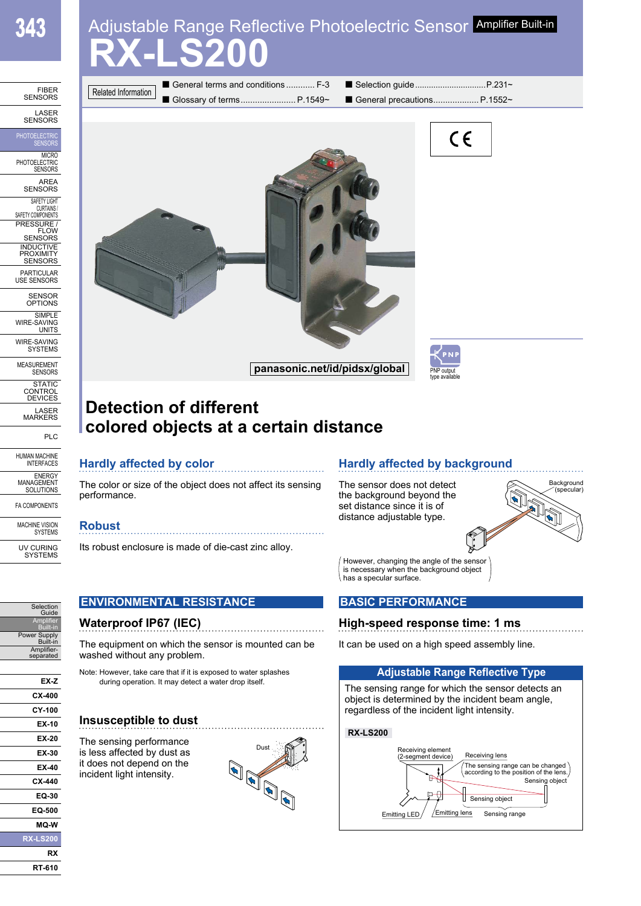# Adjustable Range Reflective Photoelectric Sensor Amplifier Built-in

# RX-LS200

Related Information

- General terms and conditions............ F-3
- Glossary of terms........................ P.1549~
- Selection guide.............................. P.231~
- General precautions.................... P.1552~

panasonic.net/id/pidsx/global

PNP output type available

## Detection of different colored objects at a certain distance

### Hardly affected by color

The color or size of the object does not affect its sensing performance.

### Robust

Its robust enclosure is made of die-cast zinc alloy.

### Hardly affected by background

The sensor does not detect the background beyond the set distance since it is of distance adjustable type.

Background (specular)

However, changing the angle of the sensor is necessary when the background object has a specular surface.

## ENVIRONMENTAL RESISTANCE

### Waterproof IP67 (IEC)

The equipment on which the sensor is mounted can be washed without any problem.

Note: However, take care that if it is exposed to water splashes during operation. It may detect a water drop itself.

### Insusceptible to dust

The sensing performance is less affected by dust as it does not depend on the incident light intensity.

Dust

## BASIC PERFORMANCE

### High-speed response time: 1 ms

It can be used on a high speed assembly line.

### Adjustable Range Reflective Type

The sensing range for which the sensor detects an object is determined by the incident beam angle, regardless of the incident light intensity.

**RX-LS200**

Receiving element (2-segment device)
Receiving lens
The sensing range can be changed according to the position of the lens.
Sensing object
Sensing object
Emitting LED
Emitting lens
Sensing range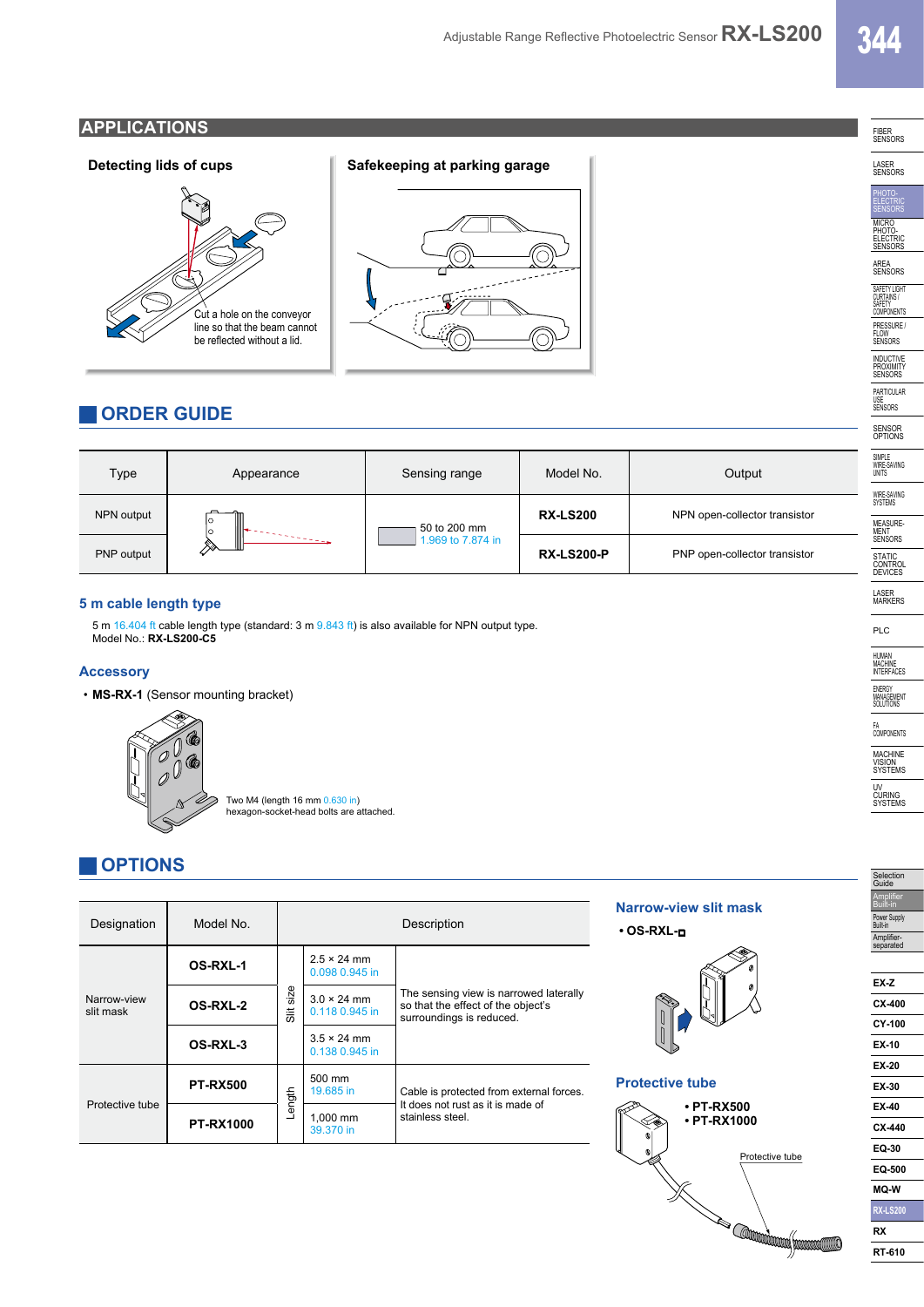## APPLICATIONS

**Detecting lids of cups**

Cut a hole on the conveyor line so that the beam cannot be reflected without a lid.

**Safekeeping at parking garage**

## ORDER GUIDE

| Type | Appearance | Sensing range | Model No. | Output |
|---|---|---|---|---|
| NPN output | | 50 to 200 mm 1.969 to 7.874 in | **RX-LS200** | NPN open-collector transistor |
| PNP output | | | **RX-LS200-P** | PNP open-collector transistor |

### 5 m cable length type

5 m 16.404 ft cable length type (standard: 3 m 9.843 ft) is also available for NPN output type.
Model No.: **RX-LS200-C5**

### Accessory

- **MS-RX-1** (Sensor mounting bracket)

Two M4 (length 16 mm 0.630 in) hexagon-socket-head bolts are attached.

## OPTIONS

| Designation | Model No. | | | Description |
|---|---|---|---|---|
| Narrow-view slit mask | **OS-RXL-1** | Slit size | 2.5 × 24 mm 0.098 0.945 in | The sensing view is narrowed laterally so that the effect of the object's surroundings is reduced. |
| | **OS-RXL-2** | | 3.0 × 24 mm 0.118 0.945 in | |
| | **OS-RXL-3** | | 3.5 × 24 mm 0.138 0.945 in | |
| Protective tube | **PT-RX500** | Length | 500 mm 19.685 in | Cable is protected from external forces. It does not rust as it is made of stainless steel. |
| | **PT-RX1000** | | 1,000 mm 39.370 in | |

### Narrow-view slit mask

- **OS-RXL-□**

### Protective tube

- **PT-RX500**
- **PT-RX1000**

Protective tube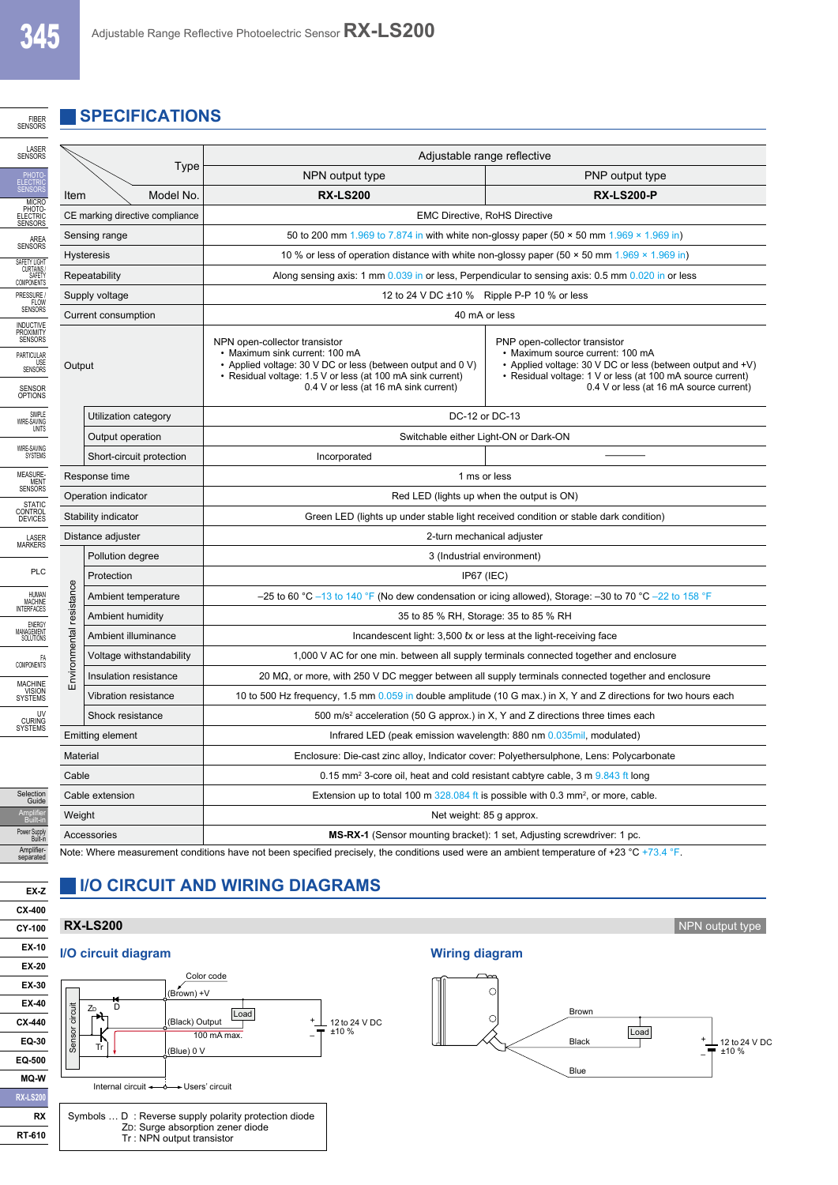## SPECIFICATIONS

| Item | | Adjustable range reflective | |
|---|---|---|---|
| | Type | NPN output type | PNP output type |
| | Model No. | **RX-LS200** | **RX-LS200-P** |
| CE marking directive compliance | | EMC Directive, RoHS Directive | |
| Sensing range | | 50 to 200 mm 1.969 to 7.874 in with white non-glossy paper (50 × 50 mm 1.969 × 1.969 in) | |
| Hysteresis | | 10 % or less of operation distance with white non-glossy paper (50 × 50 mm 1.969 × 1.969 in) | |
| Repeatability | | Along sensing axis: 1 mm 0.039 in or less, Perpendicular to sensing axis: 0.5 mm 0.020 in or less | |
| Supply voltage | | 12 to 24 V DC ±10 %  Ripple P-P 10 % or less | |
| Current consumption | | 40 mA or less | |
| Output | | NPN open-collector transistor<br>• Maximum sink current: 100 mA<br>• Applied voltage: 30 V DC or less (between output and 0 V)<br>• Residual voltage: 1.5 V or less (at 100 mA sink current)<br>0.4 V or less (at 16 mA sink current) | PNP open-collector transistor<br>• Maximum source current: 100 mA<br>• Applied voltage: 30 V DC or less (between output and +V)<br>• Residual voltage: 1 V or less (at 100 mA source current)<br>0.4 V or less (at 16 mA source current) |
| | Utilization category | DC-12 or DC-13 | |
| | Output operation | Switchable either Light-ON or Dark-ON | |
| | Short-circuit protection | Incorporated | ――― |
| Response time | | 1 ms or less | |
| Operation indicator | | Red LED (lights up when the output is ON) | |
| Stability indicator | | Green LED (lights up under stable light received condition or stable dark condition) | |
| Distance adjuster | | 2-turn mechanical adjuster | |
| Environmental resistance | Pollution degree | 3 (Industrial environment) | |
| | Protection | IP67 (IEC) | |
| | Ambient temperature | –25 to 60 °C –13 to 140 °F (No dew condensation or icing allowed), Storage: –30 to 70 °C –22 to 158 °F | |
| | Ambient humidity | 35 to 85 % RH, Storage: 35 to 85 % RH | |
| | Ambient illuminance | Incandescent light: 3,500 ℓx or less at the light-receiving face | |
| | Voltage withstandability | 1,000 V AC for one min. between all supply terminals connected together and enclosure | |
| | Insulation resistance | 20 MΩ, or more, with 250 V DC megger between all supply terminals connected together and enclosure | |
| | Vibration resistance | 10 to 500 Hz frequency, 1.5 mm 0.059 in double amplitude (10 G max.) in X, Y and Z directions for two hours each | |
| | Shock resistance | 500 m/s² acceleration (50 G approx.) in X, Y and Z directions three times each | |
| Emitting element | | Infrared LED (peak emission wavelength: 880 nm 0.035mil, modulated) | |
| Material | | Enclosure: Die-cast zinc alloy, Indicator cover: Polyethersulphone, Lens: Polycarbonate | |
| Cable | | 0.15 mm² 3-core oil, heat and cold resistant cabtyre cable, 3 m 9.843 ft long | |
| Cable extension | | Extension up to total 100 m 328.084 ft is possible with 0.3 mm², or more, cable. | |
| Weight | | Net weight: 85 g approx. | |
| Accessories | | **MS-RX-1** (Sensor mounting bracket): 1 set, Adjusting screwdriver: 1 pc. | |

Note: Where measurement conditions have not been specified precisely, the conditions used were an ambient temperature of +23 °C +73.4 °F.

## I/O CIRCUIT AND WIRING DIAGRAMS

**RX-LS200** NPN output type

### I/O circuit diagram

Color code: (Brown) +V, (Black) Output, 100 mA max., (Blue) 0 V, Load, 12 to 24 V DC ±10 %, Sensor circuit, Internal circuit, Users' circuit

Symbols … D : Reverse supply polarity protection diode
$Z_D$: Surge absorption zener diode
Tr : NPN output transistor

### Wiring diagram

Brown, Black, Blue, Load, 12 to 24 V DC ±10 %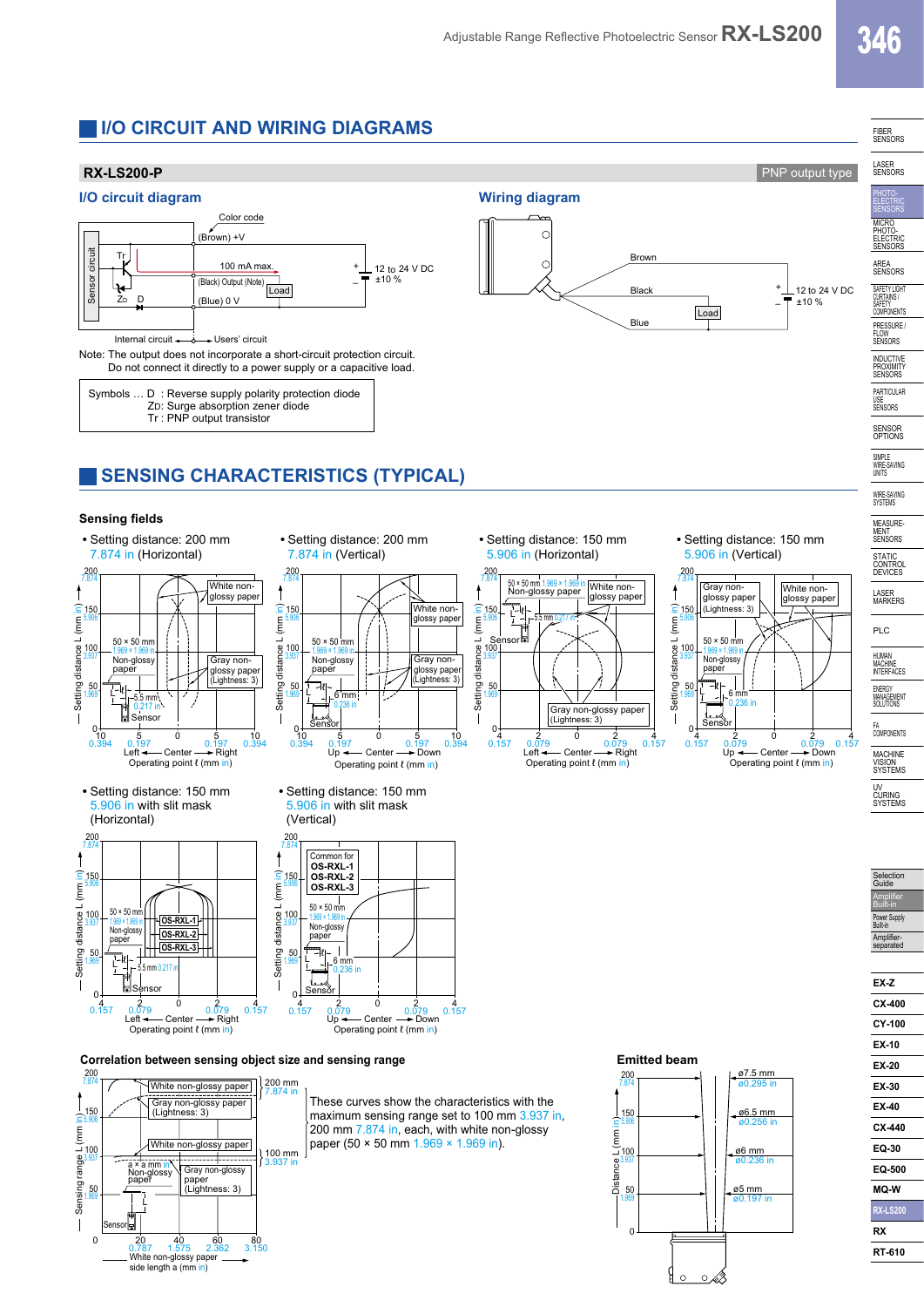## I/O CIRCUIT AND WIRING DIAGRAMS

**RX-LS200-P** PNP output type

### I/O circuit diagram

Color code

(Brown) +V

100 mA max.

(Black) Output (Note)

Load

(Blue) 0 V

12 to 24 V DC ±10 %

Sensor circuit

Tr

$Z_D$ D

Internal circuit ← → Users' circuit

Note: The output does not incorporate a short-circuit protection circuit.
Do not connect it directly to a power supply or a capacitive load.

Symbols … D : Reverse supply polarity protection diode
$Z_D$: Surge absorption zener diode
Tr : PNP output transistor

### Wiring diagram

Brown

Black

Blue

Load

12 to 24 V DC ±10 %

## SENSING CHARACTERISTICS (TYPICAL)

### Sensing fields

- Setting distance: 200 mm 7.874 in (Horizontal)
- Setting distance: 200 mm 7.874 in (Vertical)
- Setting distance: 150 mm 5.906 in (Horizontal)
- Setting distance: 150 mm 5.906 in (Vertical)
- Setting distance: 150 mm 5.906 in with slit mask (Horizontal)
- Setting distance: 150 mm 5.906 in with slit mask (Vertical)

Common for OS-RXL-1, OS-RXL-2, OS-RXL-3

### Correlation between sensing object size and sensing range

These curves show the characteristics with the maximum sensing range set to 100 mm 3.937 in, 200 mm 7.874 in, each, with white non-glossy paper (50 × 50 mm 1.969 × 1.969 in).

### Emitted beam

ø7.5 mm ø0.295 in

ø6.5 mm ø0.256 in

ø6 mm ø0.236 in

ø5 mm ø0.197 in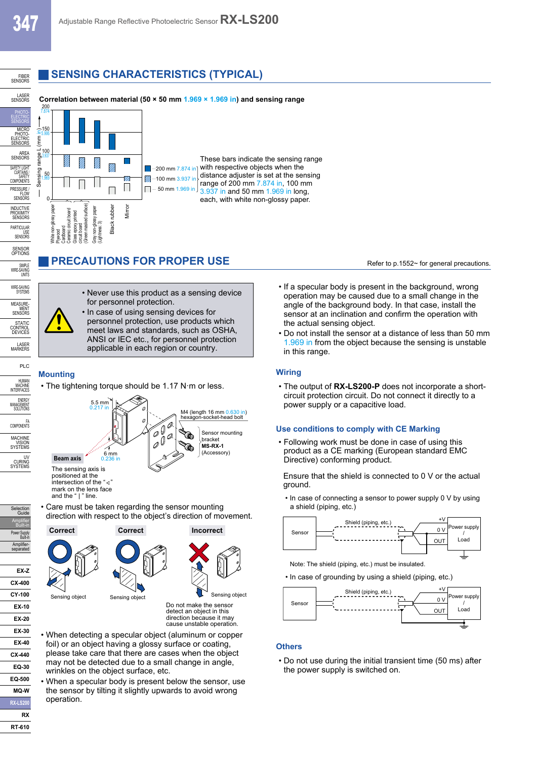## SENSING CHARACTERISTICS (TYPICAL)

**Correlation between material (50 × 50 mm 1.969 × 1.969 in) and sensing range**

These bars indicate the sensing range with respective objects when the distance adjuster is set at the sensing range of 200 mm 7.874 in, 100 mm 3.937 in and 50 mm 1.969 in long, each, with white non-glossy paper.

## PRECAUTIONS FOR PROPER USE

Refer to p.1552~ for general precautions.

- Never use this product as a sensing device for personnel protection.
- In case of using sensing devices for personnel protection, use products which meet laws and standards, such as OSHA, ANSI or IEC etc., for personnel protection applicable in each region or country.

### Mounting

- The tightening torque should be 1.17 N·m or less.

The sensing axis is positioned at the intersection of the "◁" mark on the lens face and the "|" line.

- Care must be taken regarding the sensor mounting direction with respect to the object's direction of movement.

Do not make the sensor detect an object in this direction because it may cause unstable operation.

- When detecting a specular object (aluminum or copper foil) or an object having a glossy surface or coating, please take care that there are cases when the object may not be detected due to a small change in angle, wrinkles on the object surface, etc.
- When a specular body is present below the sensor, use the sensor by tilting it slightly upwards to avoid wrong operation.
- If a specular body is present in the background, wrong operation may be caused due to a small change in the angle of the background body. In that case, install the sensor at an inclination and confirm the operation with the actual sensing object.
- Do not install the sensor at a distance of less than 50 mm 1.969 in from the object because the sensing is unstable in this range.

### Wiring

- The output of **RX-LS200-P** does not incorporate a short-circuit protection circuit. Do not connect it directly to a power supply or a capacitive load.

### Use conditions to comply with CE Marking

- Following work must be done in case of using this product as a CE marking (European standard EMC Directive) conforming product.

Ensure that the shield is connected to 0 V or the actual ground.

- In case of connecting a sensor to power supply 0 V by using a shield (piping, etc.)

Note: The shield (piping, etc.) must be insulated.

- In case of grounding by using a shield (piping, etc.)

### Others

- Do not use during the initial transient time (50 ms) after the power supply is switched on.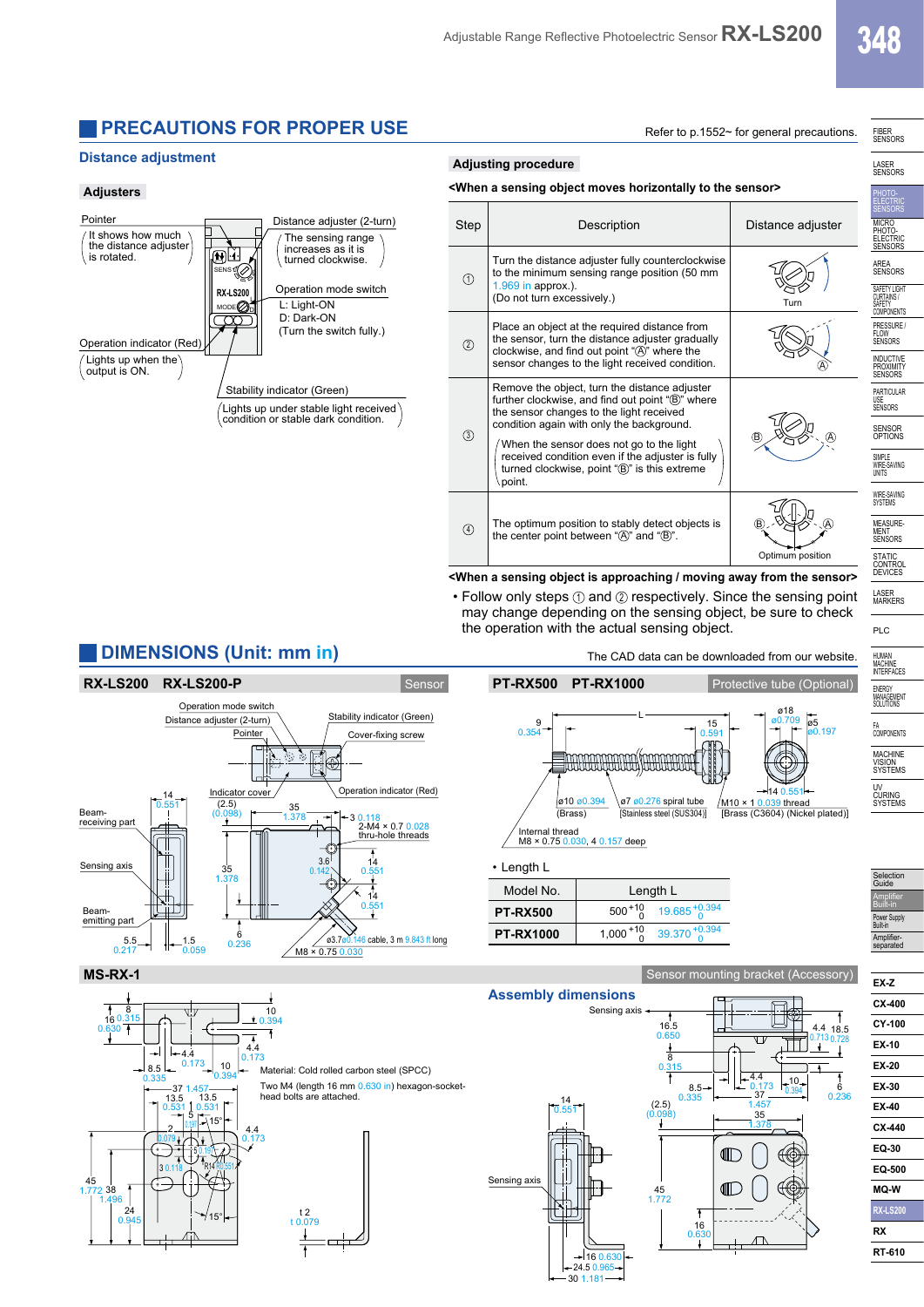## PRECAUTIONS FOR PROPER USE

Refer to p.1552~ for general precautions.

### Distance adjustment

#### Adjusters

Pointer
It shows how much the distance adjuster is rotated.

Distance adjuster (2-turn)
The sensing range increases as it is turned clockwise.

Operation mode switch
L: Light-ON
D: Dark-ON
(Turn the switch fully.)

Operation indicator (Red)
Lights up when the output is ON.

Stability indicator (Green)
Lights up under stable light received condition or stable dark condition.

#### Adjusting procedure

**<When a sensing object moves horizontally to the sensor>**

| Step | Description | Distance adjuster |
|---|---|---|
| ① | Turn the distance adjuster fully counterclockwise to the minimum sensing range position (50 mm 1.969 in approx.). (Do not turn excessively.) | Turn |
| ② | Place an object at the required distance from the sensor, turn the distance adjuster gradually clockwise, and find out point "Ⓐ" where the sensor changes to the light received condition. | Ⓐ |
| ③ | Remove the object, turn the distance adjuster further clockwise, and find out point "Ⓑ" where the sensor changes to the light received condition again with only the background. When the sensor does not go to the light received condition even if the adjuster is fully turned clockwise, point "Ⓑ" is this extreme point. | Ⓑ Ⓐ |
| ④ | The optimum position to stably detect objects is the center point between "Ⓐ" and "Ⓑ". | Ⓑ Ⓐ Optimum position |

**<When a sensing object is approaching / moving away from the sensor>**

- Follow only steps ① and ② respectively. Since the sensing point may change depending on the sensing object, be sure to check the operation with the actual sensing object.

## DIMENSIONS (Unit: mm in)

The CAD data can be downloaded from our website.

### RX-LS200 RX-LS200-P — Sensor

Operation mode switch, Distance adjuster (2-turn), Pointer, Stability indicator (Green), Cover-fixing screw, Indicator cover, Operation indicator (Red), Beam-receiving part, Sensing axis, Beam-emitting part

14 0.551; (2.5) (0.098); 35 1.378; 3 0.118; 2-M4 × 0.7 0.028 thru-hole threads; 35 1.378; 3.6 0.142; 14 0.551; 14 0.551; 6 0.236; 5.5 0.217; 1.5 0.059; ø3.7 ø0.146 cable, 3 m 9.843 ft long; M8 × 0.75 0.030

### PT-RX500 PT-RX1000 — Protective tube (Optional)

L; 9 0.354; 15 0.591; ø18 ø0.709; ø5 ø0.197; 14 0.551; ø10 ø0.394 (Brass); ø7 ø0.276 spiral tube [Stainless steel (SUS304)]; M10 × 1 0.039 thread [Brass (C3604) (Nickel plated)]; Internal thread M8 × 0.75 0.030, 4 0.157 deep

- Length L

| Model No. | Length L |
|---|---|
| PT-RX500 | 500 $^{+10}_{0}$ 19.685 $^{+0.394}_{0}$ |
| PT-RX1000 | 1,000 $^{+10}_{0}$ 39.370 $^{+0.394}_{0}$ |

### MS-RX-1 — Sensor mounting bracket (Accessory)

8 0.315; 16 0.630; 10 0.394; 4.4 0.173; 4.4 0.173; 8.5 0.335; 10 0.394; 37 1.457; 13.5 0.531; 13.5 0.531; 5 0.197; 15°; 2 0.079; 4.4 0.173; 5 0.197; 3 0.118; R14 R0.551; 45 1.772; 38 1.496; 24 0.945; 5 0.197; 15°; t 2 t 0.079

Material: Cold rolled carbon steel (SPCC)

Two M4 (length 16 mm 0.630 in) hexagon-socket-head bolts are attached.

#### Assembly dimensions

Sensing axis; 16.5 0.650; 8 0.315; 4.4 0.173; 18.5 0.728; 0.713; 10 0.394; 8.5 0.335; 4.4 0.173; 37 1.457; 6 0.236; 14 0.551; (2.5) (0.098); 35 1.378; 45 1.772; 16 0.630; Sensing axis; 16 0.630; 24.5 0.965; 30 1.181